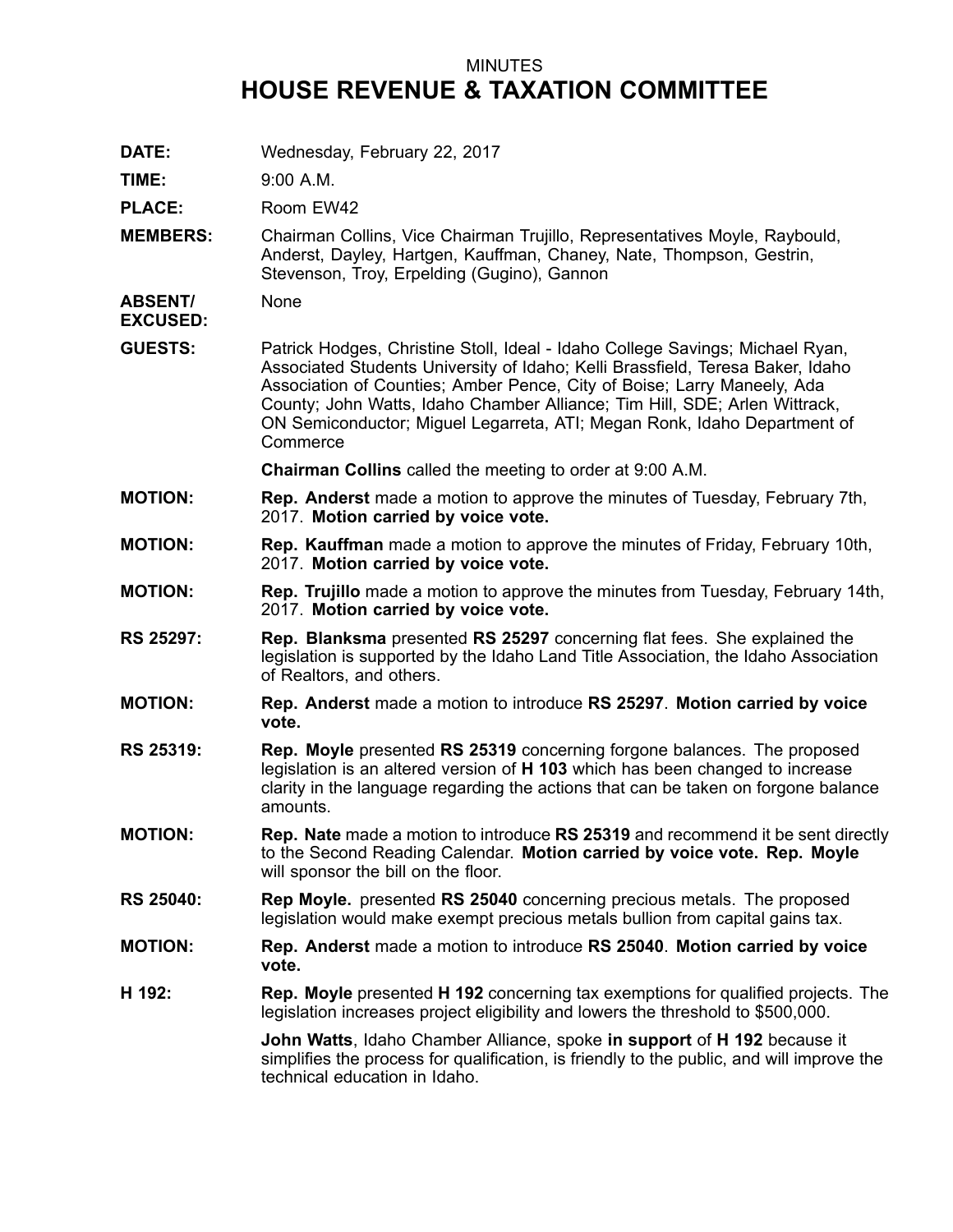MINUTES

# HOUSE REVENUE & TAXATION COMMITTEE

**DATE:** Wednesday, February 22, 2017

**TIME:** 9:00 A.M.

**PLACE:** Room EW42

**MEMBERS:** Chairman Collins, Vice Chairman Trujillo, Representatives Moyle, Raybould, Anderst, Dayley, Hartgen, Kauffman, Chaney, Nate, Thompson, Gestrin, Stevenson, Troy, Erpelding (Gugino), Gannon

**ABSENT/ EXCUSED:** None

**GUESTS:** Patrick Hodges, Christine Stoll, Ideal - Idaho College Savings; Michael Ryan, Associated Students University of Idaho; Kelli Brassfield, Teresa Baker, Idaho Association of Counties; Amber Pence, City of Boise; Larry Maneely, Ada County; John Watts, Idaho Chamber Alliance; Tim Hill, SDE; Arlen Wittrack, ON Semiconductor; Miguel Legarreta, ATI; Megan Ronk, Idaho Department of Commerce

**Chairman Collins** called the meeting to order at 9:00 A.M.

**MOTION:** **Rep. Anderst** made a motion to approve the minutes of Tuesday, February 7th, 2017. **Motion carried by voice vote.**

**MOTION:** **Rep. Kauffman** made a motion to approve the minutes of Friday, February 10th, 2017. **Motion carried by voice vote.**

**MOTION:** **Rep. Trujillo** made a motion to approve the minutes from Tuesday, February 14th, 2017. **Motion carried by voice vote.**

**RS 25297:** **Rep. Blanksma** presented **RS 25297** concerning flat fees. She explained the legislation is supported by the Idaho Land Title Association, the Idaho Association of Realtors, and others.

**MOTION:** **Rep. Anderst** made a motion to introduce **RS 25297**. **Motion carried by voice vote.**

**RS 25319:** **Rep. Moyle** presented **RS 25319** concerning forgone balances. The proposed legislation is an altered version of **H 103** which has been changed to increase clarity in the language regarding the actions that can be taken on forgone balance amounts.

**MOTION:** **Rep. Nate** made a motion to introduce **RS 25319** and recommend it be sent directly to the Second Reading Calendar. **Motion carried by voice vote. Rep. Moyle** will sponsor the bill on the floor.

**RS 25040:** **Rep Moyle.** presented **RS 25040** concerning precious metals. The proposed legislation would make exempt precious metals bullion from capital gains tax.

**MOTION:** **Rep. Anderst** made a motion to introduce **RS 25040**. **Motion carried by voice vote.**

**H 192:** **Rep. Moyle** presented **H 192** concerning tax exemptions for qualified projects. The legislation increases project eligibility and lowers the threshold to $500,000.

**John Watts**, Idaho Chamber Alliance, spoke **in support** of **H 192** because it simplifies the process for qualification, is friendly to the public, and will improve the technical education in Idaho.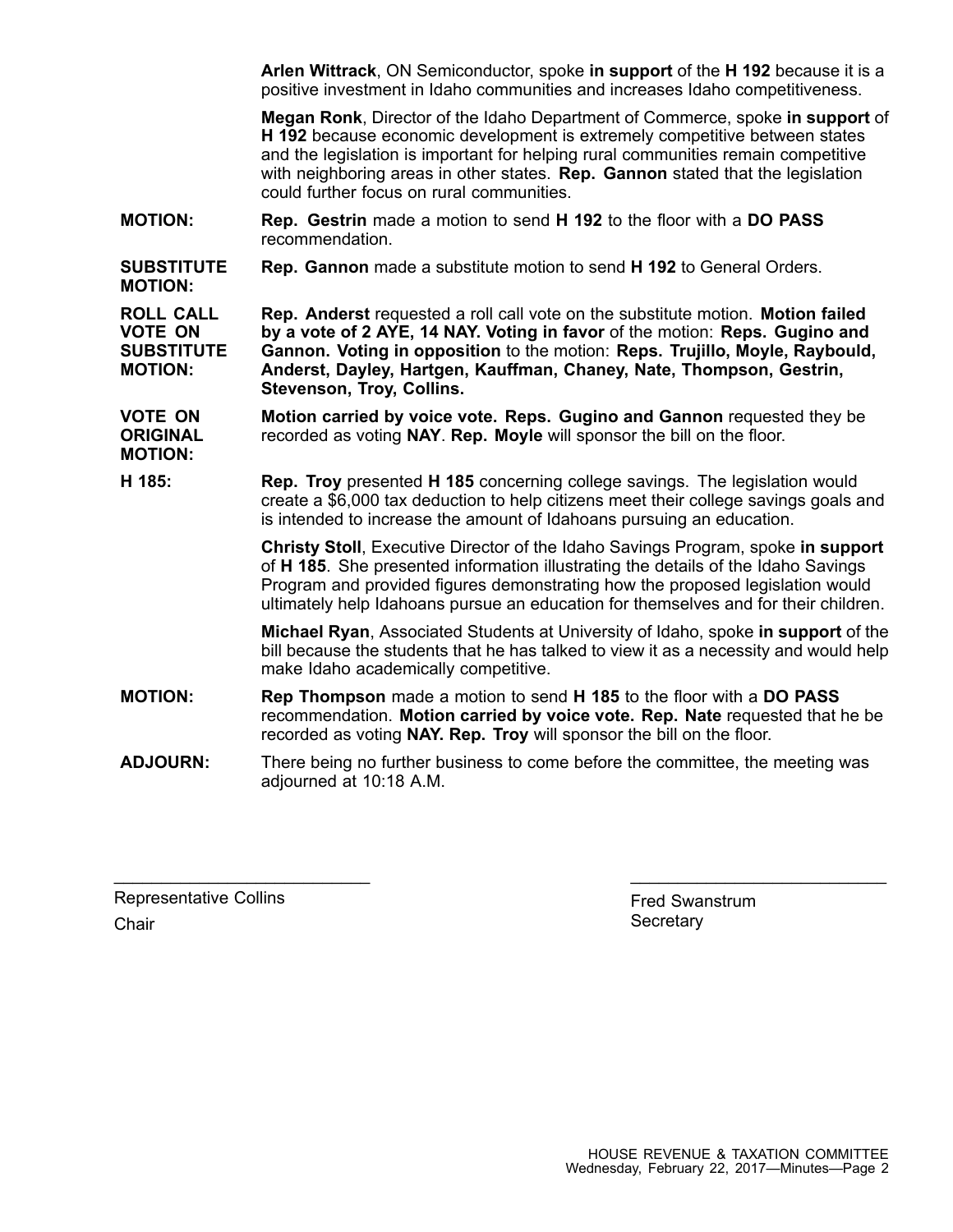**Arlen Wittrack**, ON Semiconductor, spoke **in support** of the **H 192** because it is a positive investment in Idaho communities and increases Idaho competitiveness.

**Megan Ronk**, Director of the Idaho Department of Commerce, spoke **in support** of **H 192** because economic development is extremely competitive between states and the legislation is important for helping rural communities remain competitive with neighboring areas in other states. **Rep. Gannon** stated that the legislation could further focus on rural communities.

**MOTION:** **Rep. Gestrin** made a motion to send **H 192** to the floor with a **DO PASS** recommendation.

**SUBSTITUTE MOTION:** **Rep. Gannon** made a substitute motion to send **H 192** to General Orders.

**ROLL CALL VOTE ON SUBSTITUTE MOTION:** **Rep. Anderst** requested a roll call vote on the substitute motion. **Motion failed by a vote of 2 AYE, 14 NAY. Voting in favor** of the motion: **Reps. Gugino and Gannon. Voting in opposition** to the motion: **Reps. Trujillo, Moyle, Raybould, Anderst, Dayley, Hartgen, Kauffman, Chaney, Nate, Thompson, Gestrin, Stevenson, Troy, Collins.**

**VOTE ON ORIGINAL MOTION:** **Motion carried by voice vote. Reps. Gugino and Gannon** requested they be recorded as voting **NAY**. **Rep. Moyle** will sponsor the bill on the floor.

**H 185:** **Rep. Troy** presented **H 185** concerning college savings. The legislation would create a $6,000 tax deduction to help citizens meet their college savings goals and is intended to increase the amount of Idahoans pursuing an education.

**Christy Stoll**, Executive Director of the Idaho Savings Program, spoke **in support** of **H 185**. She presented information illustrating the details of the Idaho Savings Program and provided figures demonstrating how the proposed legislation would ultimately help Idahoans pursue an education for themselves and for their children.

**Michael Ryan**, Associated Students at University of Idaho, spoke **in support** of the bill because the students that he has talked to view it as a necessity and would help make Idaho academically competitive.

**MOTION:** **Rep Thompson** made a motion to send **H 185** to the floor with a **DO PASS** recommendation. **Motion carried by voice vote. Rep. Nate** requested that he be recorded as voting **NAY. Rep. Troy** will sponsor the bill on the floor.

**ADJOURN:** There being no further business to come before the committee, the meeting was adjourned at 10:18 A.M.

___________________________
Representative Collins
Chair

___________________________
Fred Swanstrum
Secretary